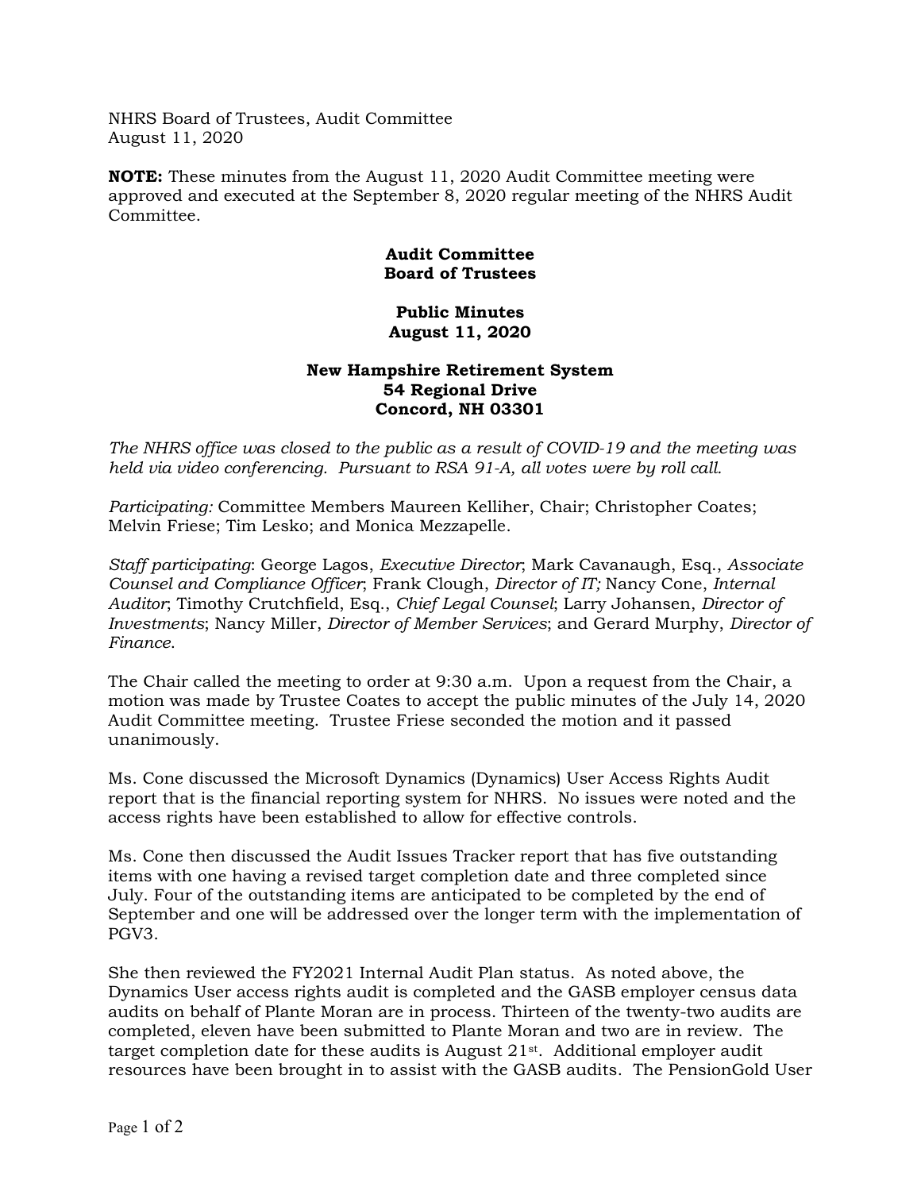NHRS Board of Trustees, Audit Committee
August 11, 2020

**NOTE:** These minutes from the August 11, 2020 Audit Committee meeting were approved and executed at the September 8, 2020 regular meeting of the NHRS Audit Committee.

**Audit Committee**
**Board of Trustees**

**Public Minutes**
**August 11, 2020**

**New Hampshire Retirement System**
**54 Regional Drive**
**Concord, NH 03301**

*The NHRS office was closed to the public as a result of COVID-19 and the meeting was held via video conferencing. Pursuant to RSA 91-A, all votes were by roll call.*

*Participating:* Committee Members Maureen Kelliher, Chair; Christopher Coates; Melvin Friese; Tim Lesko; and Monica Mezzapelle.

*Staff participating*: George Lagos, *Executive Director*; Mark Cavanaugh, Esq., *Associate Counsel and Compliance Officer*; Frank Clough, *Director of IT;* Nancy Cone, *Internal Auditor*; Timothy Crutchfield, Esq., *Chief Legal Counsel*; Larry Johansen, *Director of Investments*; Nancy Miller, *Director of Member Services*; and Gerard Murphy, *Director of Finance*.

The Chair called the meeting to order at 9:30 a.m. Upon a request from the Chair, a motion was made by Trustee Coates to accept the public minutes of the July 14, 2020 Audit Committee meeting. Trustee Friese seconded the motion and it passed unanimously.

Ms. Cone discussed the Microsoft Dynamics (Dynamics) User Access Rights Audit report that is the financial reporting system for NHRS. No issues were noted and the access rights have been established to allow for effective controls.

Ms. Cone then discussed the Audit Issues Tracker report that has five outstanding items with one having a revised target completion date and three completed since July. Four of the outstanding items are anticipated to be completed by the end of September and one will be addressed over the longer term with the implementation of PGV3.

She then reviewed the FY2021 Internal Audit Plan status. As noted above, the Dynamics User access rights audit is completed and the GASB employer census data audits on behalf of Plante Moran are in process. Thirteen of the twenty-two audits are completed, eleven have been submitted to Plante Moran and two are in review. The target completion date for these audits is August 21st. Additional employer audit resources have been brought in to assist with the GASB audits. The PensionGold User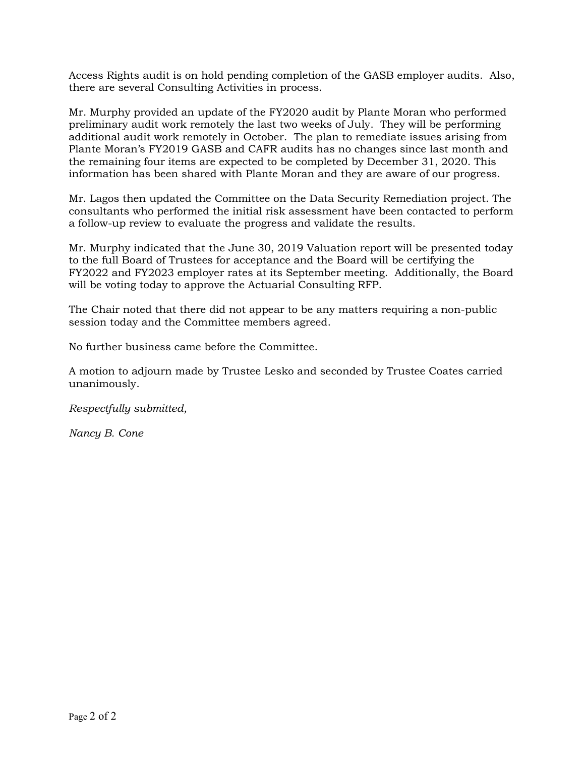Access Rights audit is on hold pending completion of the GASB employer audits. Also, there are several Consulting Activities in process.

Mr. Murphy provided an update of the FY2020 audit by Plante Moran who performed preliminary audit work remotely the last two weeks of July. They will be performing additional audit work remotely in October. The plan to remediate issues arising from Plante Moran's FY2019 GASB and CAFR audits has no changes since last month and the remaining four items are expected to be completed by December 31, 2020. This information has been shared with Plante Moran and they are aware of our progress.

Mr. Lagos then updated the Committee on the Data Security Remediation project. The consultants who performed the initial risk assessment have been contacted to perform a follow-up review to evaluate the progress and validate the results.

Mr. Murphy indicated that the June 30, 2019 Valuation report will be presented today to the full Board of Trustees for acceptance and the Board will be certifying the FY2022 and FY2023 employer rates at its September meeting. Additionally, the Board will be voting today to approve the Actuarial Consulting RFP.

The Chair noted that there did not appear to be any matters requiring a non-public session today and the Committee members agreed.

No further business came before the Committee.

A motion to adjourn made by Trustee Lesko and seconded by Trustee Coates carried unanimously.

*Respectfully submitted,*

*Nancy B. Cone*